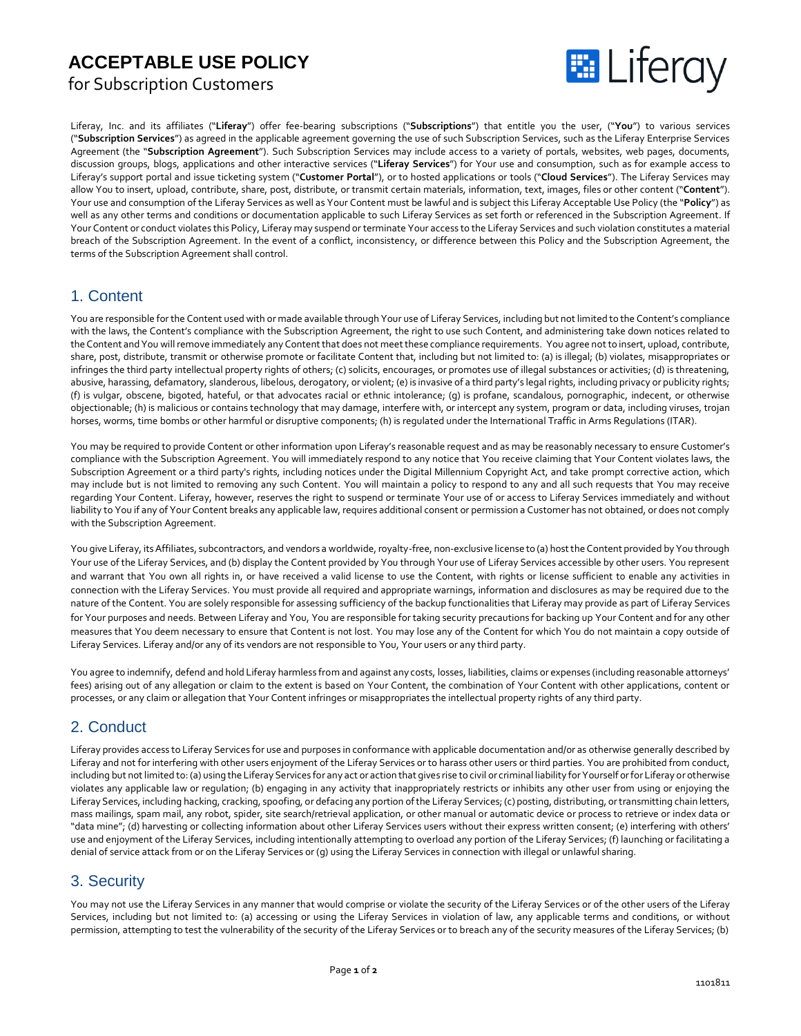# ACCEPTABLE USE POLICY

for Subscription Customers

Liferay, Inc. and its affiliates ("**Liferay**") offer fee-bearing subscriptions ("**Subscriptions**") that entitle you the user, ("**You**") to various services ("**Subscription Services**") as agreed in the applicable agreement governing the use of such Subscription Services, such as the Liferay Enterprise Services Agreement (the "**Subscription Agreement**"). Such Subscription Services may include access to a variety of portals, websites, web pages, documents, discussion groups, blogs, applications and other interactive services ("**Liferay Services**") for Your use and consumption, such as for example access to Liferay's support portal and issue ticketing system ("**Customer Portal**"), or to hosted applications or tools ("**Cloud Services**"). The Liferay Services may allow You to insert, upload, contribute, share, post, distribute, or transmit certain materials, information, text, images, files or other content ("**Content**"). Your use and consumption of the Liferay Services as well as Your Content must be lawful and is subject this Liferay Acceptable Use Policy (the "**Policy**") as well as any other terms and conditions or documentation applicable to such Liferay Services as set forth or referenced in the Subscription Agreement. If Your Content or conduct violates this Policy, Liferay may suspend or terminate Your access to the Liferay Services and such violation constitutes a material breach of the Subscription Agreement. In the event of a conflict, inconsistency, or difference between this Policy and the Subscription Agreement, the terms of the Subscription Agreement shall control.

## 1. Content

You are responsible for the Content used with or made available through Your use of Liferay Services, including but not limited to the Content's compliance with the laws, the Content's compliance with the Subscription Agreement, the right to use such Content, and administering take down notices related to the Content and You will remove immediately any Content that does not meet these compliance requirements. You agree not to insert, upload, contribute, share, post, distribute, transmit or otherwise promote or facilitate Content that, including but not limited to: (a) is illegal; (b) violates, misappropriates or infringes the third party intellectual property rights of others; (c) solicits, encourages, or promotes use of illegal substances or activities; (d) is threatening, abusive, harassing, defamatory, slanderous, libelous, derogatory, or violent; (e) is invasive of a third party's legal rights, including privacy or publicity rights; (f) is vulgar, obscene, bigoted, hateful, or that advocates racial or ethnic intolerance; (g) is profane, scandalous, pornographic, indecent, or otherwise objectionable; (h) is malicious or contains technology that may damage, interfere with, or intercept any system, program or data, including viruses, trojan horses, worms, time bombs or other harmful or disruptive components; (h) is regulated under the International Traffic in Arms Regulations (ITAR).

You may be required to provide Content or other information upon Liferay's reasonable request and as may be reasonably necessary to ensure Customer's compliance with the Subscription Agreement. You will immediately respond to any notice that You receive claiming that Your Content violates laws, the Subscription Agreement or a third party's rights, including notices under the Digital Millennium Copyright Act, and take prompt corrective action, which may include but is not limited to removing any such Content. You will maintain a policy to respond to any and all such requests that You may receive regarding Your Content. Liferay, however, reserves the right to suspend or terminate Your use of or access to Liferay Services immediately and without liability to You if any of Your Content breaks any applicable law, requires additional consent or permission a Customer has not obtained, or does not comply with the Subscription Agreement.

You give Liferay, its Affiliates, subcontractors, and vendors a worldwide, royalty-free, non-exclusive license to (a) host the Content provided by You through Your use of the Liferay Services, and (b) display the Content provided by You through Your use of Liferay Services accessible by other users. You represent and warrant that You own all rights in, or have received a valid license to use the Content, with rights or license sufficient to enable any activities in connection with the Liferay Services. You must provide all required and appropriate warnings, information and disclosures as may be required due to the nature of the Content. You are solely responsible for assessing sufficiency of the backup functionalities that Liferay may provide as part of Liferay Services for Your purposes and needs. Between Liferay and You, You are responsible for taking security precautions for backing up Your Content and for any other measures that You deem necessary to ensure that Content is not lost. You may lose any of the Content for which You do not maintain a copy outside of Liferay Services. Liferay and/or any of its vendors are not responsible to You, Your users or any third party.

You agree to indemnify, defend and hold Liferay harmless from and against any costs, losses, liabilities, claims or expenses (including reasonable attorneys' fees) arising out of any allegation or claim to the extent is based on Your Content, the combination of Your Content with other applications, content or processes, or any claim or allegation that Your Content infringes or misappropriates the intellectual property rights of any third party.

## 2. Conduct

Liferay provides access to Liferay Services for use and purposes in conformance with applicable documentation and/or as otherwise generally described by Liferay and not for interfering with other users enjoyment of the Liferay Services or to harass other users or third parties. You are prohibited from conduct, including but not limited to: (a) using the Liferay Services for any act or action that gives rise to civil or criminal liability for Yourself or for Liferay or otherwise violates any applicable law or regulation; (b) engaging in any activity that inappropriately restricts or inhibits any other user from using or enjoying the Liferay Services, including hacking, cracking, spoofing, or defacing any portion of the Liferay Services; (c) posting, distributing, or transmitting chain letters, mass mailings, spam mail, any robot, spider, site search/retrieval application, or other manual or automatic device or process to retrieve or index data or "data mine"; (d) harvesting or collecting information about other Liferay Services users without their express written consent; (e) interfering with others' use and enjoyment of the Liferay Services, including intentionally attempting to overload any portion of the Liferay Services; (f) launching or facilitating a denial of service attack from or on the Liferay Services or (g) using the Liferay Services in connection with illegal or unlawful sharing.

## 3. Security

You may not use the Liferay Services in any manner that would comprise or violate the security of the Liferay Services or of the other users of the Liferay Services, including but not limited to: (a) accessing or using the Liferay Services in violation of law, any applicable terms and conditions, or without permission, attempting to test the vulnerability of the security of the Liferay Services or to breach any of the security measures of the Liferay Services; (b)

1101811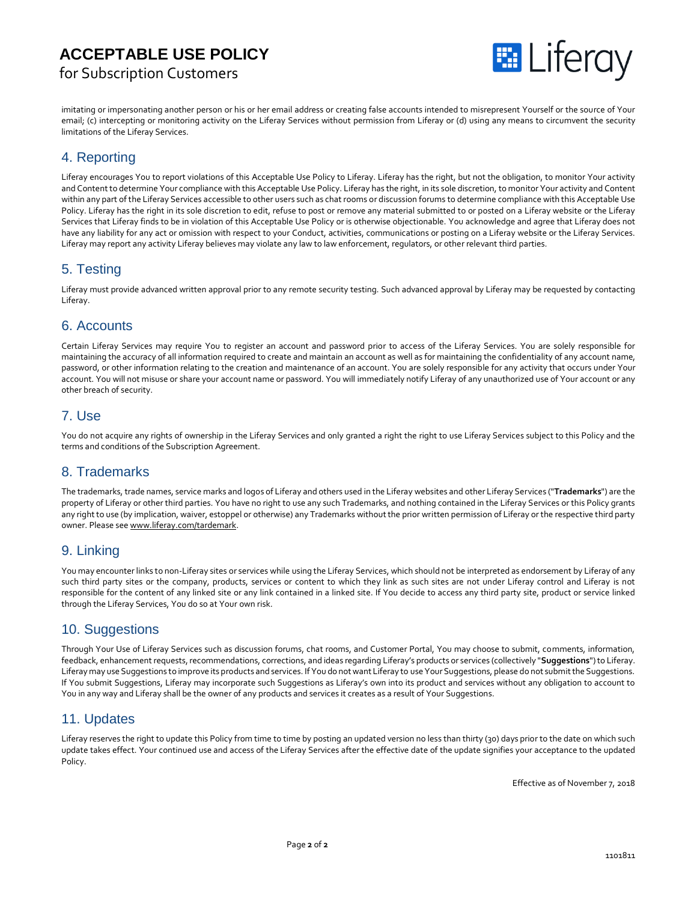imitating or impersonating another person or his or her email address or creating false accounts intended to misrepresent Yourself or the source of Your email; (c) intercepting or monitoring activity on the Liferay Services without permission from Liferay or (d) using any means to circumvent the security limitations of the Liferay Services.

## 4. Reporting

Liferay encourages You to report violations of this Acceptable Use Policy to Liferay. Liferay has the right, but not the obligation, to monitor Your activity and Content to determine Your compliance with this Acceptable Use Policy. Liferay has the right, in its sole discretion, to monitor Your activity and Content within any part of the Liferay Services accessible to other users such as chat rooms or discussion forums to determine compliance with this Acceptable Use Policy. Liferay has the right in its sole discretion to edit, refuse to post or remove any material submitted to or posted on a Liferay website or the Liferay Services that Liferay finds to be in violation of this Acceptable Use Policy or is otherwise objectionable. You acknowledge and agree that Liferay does not have any liability for any act or omission with respect to your Conduct, activities, communications or posting on a Liferay website or the Liferay Services. Liferay may report any activity Liferay believes may violate any law to law enforcement, regulators, or other relevant third parties.

## 5. Testing

Liferay must provide advanced written approval prior to any remote security testing. Such advanced approval by Liferay may be requested by contacting Liferay.

## 6. Accounts

Certain Liferay Services may require You to register an account and password prior to access of the Liferay Services. You are solely responsible for maintaining the accuracy of all information required to create and maintain an account as well as for maintaining the confidentiality of any account name, password, or other information relating to the creation and maintenance of an account. You are solely responsible for any activity that occurs under Your account. You will not misuse or share your account name or password. You will immediately notify Liferay of any unauthorized use of Your account or any other breach of security.

## 7. Use

You do not acquire any rights of ownership in the Liferay Services and only granted a right the right to use Liferay Services subject to this Policy and the terms and conditions of the Subscription Agreement.

## 8. Trademarks

The trademarks, trade names, service marks and logos of Liferay and others used in the Liferay websites and other Liferay Services ("**Trademarks**") are the property of Liferay or other third parties. You have no right to use any such Trademarks, and nothing contained in the Liferay Services or this Policy grants any right to use (by implication, waiver, estoppel or otherwise) any Trademarks without the prior written permission of Liferay or the respective third party owner. Please see www.liferay.com/tardemark.

## 9. Linking

You may encounter links to non-Liferay sites or services while using the Liferay Services, which should not be interpreted as endorsement by Liferay of any such third party sites or the company, products, services or content to which they link as such sites are not under Liferay control and Liferay is not responsible for the content of any linked site or any link contained in a linked site. If You decide to access any third party site, product or service linked through the Liferay Services, You do so at Your own risk.

## 10. Suggestions

Through Your Use of Liferay Services such as discussion forums, chat rooms, and Customer Portal, You may choose to submit, comments, information, feedback, enhancement requests, recommendations, corrections, and ideas regarding Liferay's products or services (collectively "**Suggestions**") to Liferay. Liferay may use Suggestions to improve its products and services. If You do not want Liferay to use Your Suggestions, please do not submit the Suggestions. If You submit Suggestions, Liferay may incorporate such Suggestions as Liferay's own into its product and services without any obligation to account to You in any way and Liferay shall be the owner of any products and services it creates as a result of Your Suggestions.

## 11. Updates

Liferay reserves the right to update this Policy from time to time by posting an updated version no less than thirty (30) days prior to the date on which such update takes effect. Your continued use and access of the Liferay Services after the effective date of the update signifies your acceptance to the updated Policy.

Effective as of November 7, 2018

1101811